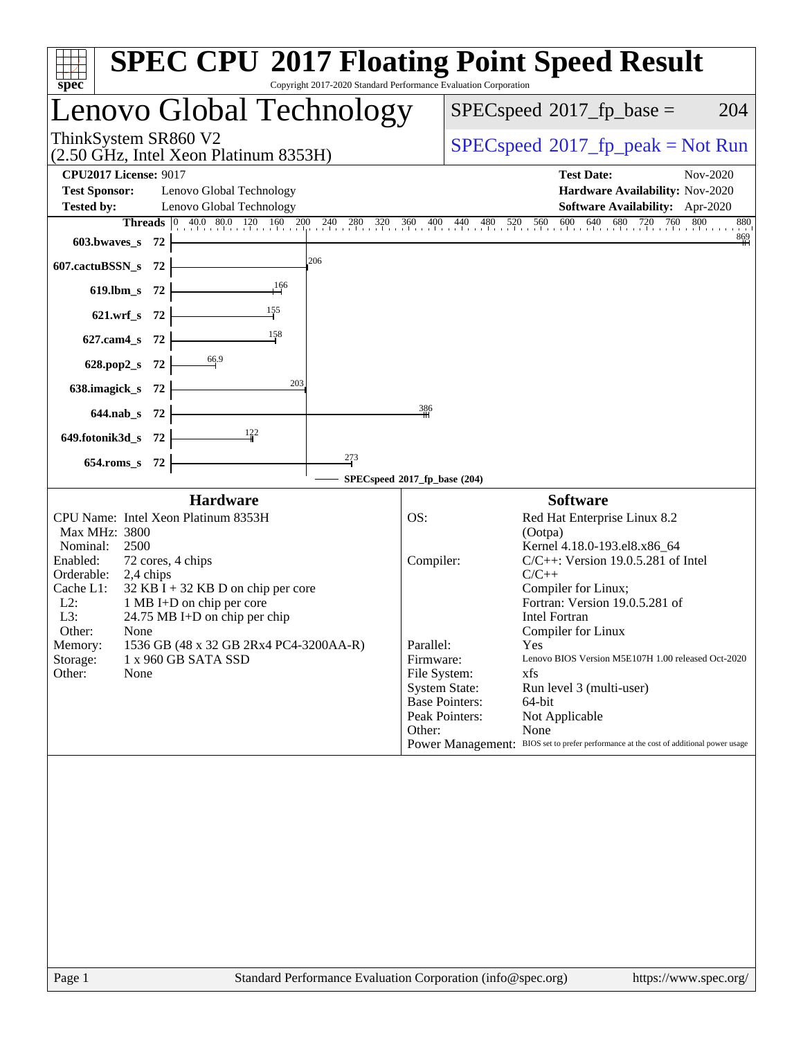# SPEC CPU 2017 Floating Point Speed Result

Copyright 2017-2020 Standard Performance Evaluation Corporation

## Lenovo Global Technology

ThinkSystem SR860 V2
(2.50 GHz, Intel Xeon Platinum 8353H)

SPECspeed 2017_fp_base = 204

SPECspeed 2017_fp_peak = Not Run

**CPU2017 License:** 9017
**Test Sponsor:** Lenovo Global Technology
**Tested by:** Lenovo Global Technology

**Test Date:** Nov-2020
**Hardware Availability:** Nov-2020
**Software Availability:** Apr-2020

| Benchmark | Threads | Base Result |
|---|---|---|
| 603.bwaves_s | 72 | 869 |
| 607.cactuBSSN_s | 72 | 206 |
| 619.lbm_s | 72 | 166 |
| 621.wrf_s | 72 | 155 |
| 627.cam4_s | 72 | 158 |
| 628.pop2_s | 72 | 66.9 |
| 638.imagick_s | 72 | 203 |
| 644.nab_s | 72 | 386 |
| 649.fotonik3d_s | 72 | 122 |
| 654.roms_s | 72 | 273 |

SPECspeed 2017_fp_base (204)

### Hardware

| | |
|---|---|
| CPU Name: | Intel Xeon Platinum 8353H |
| Max MHz: | 3800 |
| Nominal: | 2500 |
| Enabled: | 72 cores, 4 chips |
| Orderable: | 2,4 chips |
| Cache L1: | 32 KB I + 32 KB D on chip per core |
| L2: | 1 MB I+D on chip per core |
| L3: | 24.75 MB I+D on chip per chip |
| Other: | None |
| Memory: | 1536 GB (48 x 32 GB 2Rx4 PC4-3200AA-R) |
| Storage: | 1 x 960 GB SATA SSD |
| Other: | None |

### Software

| | |
|---|---|
| OS: | Red Hat Enterprise Linux 8.2 (Ootpa) Kernel 4.18.0-193.el8.x86_64 |
| Compiler: | C/C++: Version 19.0.5.281 of Intel C/C++ Compiler for Linux; Fortran: Version 19.0.5.281 of Intel Fortran Compiler for Linux |
| Parallel: | Yes |
| Firmware: | Lenovo BIOS Version M5E107H 1.00 released Oct-2020 |
| File System: | xfs |
| System State: | Run level 3 (multi-user) |
| Base Pointers: | 64-bit |
| Peak Pointers: | Not Applicable |
| Other: | None |
| Power Management: | BIOS set to prefer performance at the cost of additional power usage |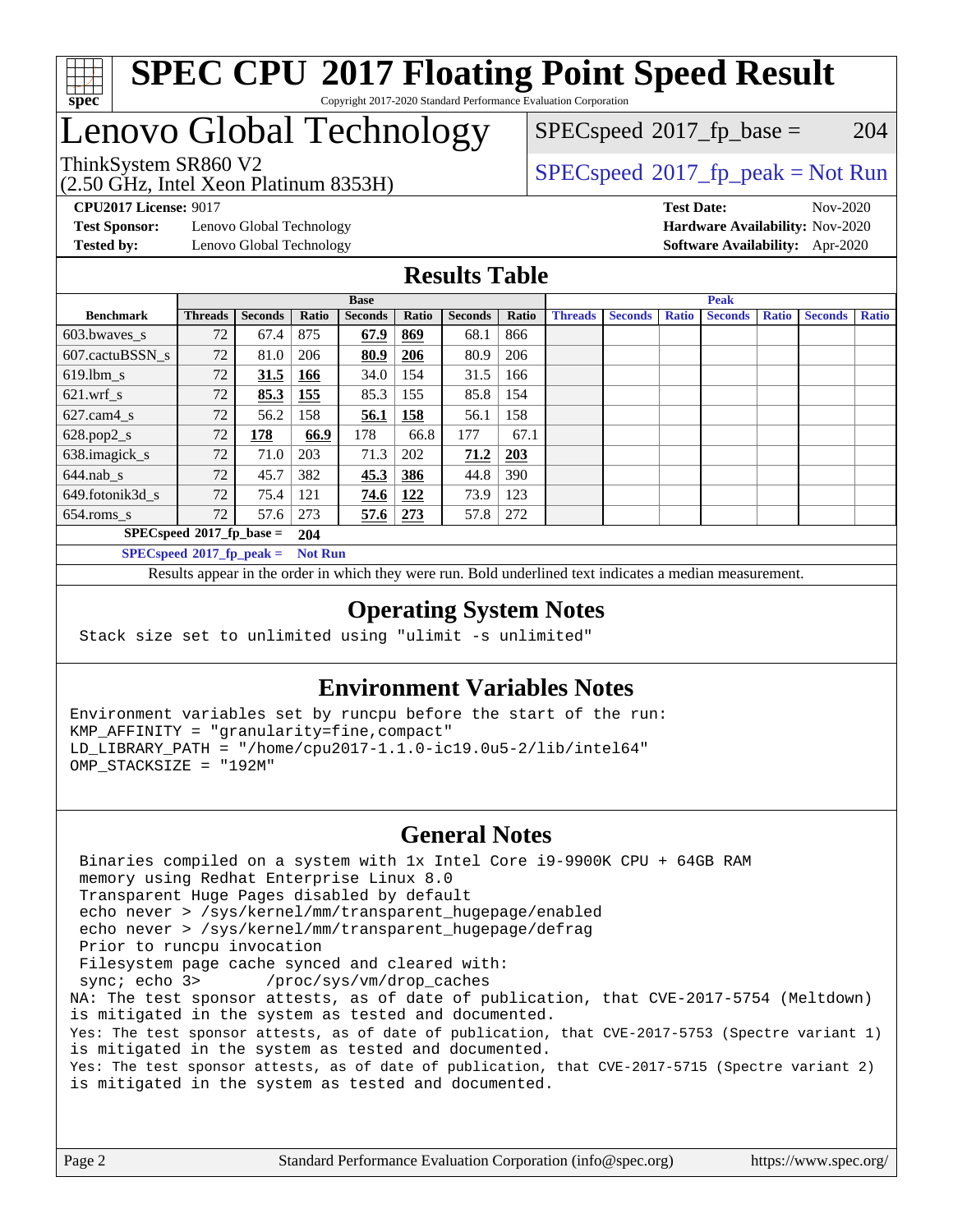# SPEC CPU 2017 Floating Point Speed Result

Copyright 2017-2020 Standard Performance Evaluation Corporation

## Lenovo Global Technology

ThinkSystem SR860 V2
(2.50 GHz, Intel Xeon Platinum 8353H)

SPECspeed 2017_fp_base = 204

SPECspeed 2017_fp_peak = Not Run

**CPU2017 License:** 9017
**Test Sponsor:** Lenovo Global Technology
**Tested by:** Lenovo Global Technology

**Test Date:** Nov-2020
**Hardware Availability:** Nov-2020
**Software Availability:** Apr-2020

## Results Table

| | Base | | | | | | | Peak | | | | | | |
|---|---|---|---|---|---|---|---|---|---|---|---|---|---|---|
| **Benchmark** | **Threads** | **Seconds** | **Ratio** | **Seconds** | **Ratio** | **Seconds** | **Ratio** | **Threads** | **Seconds** | **Ratio** | **Seconds** | **Ratio** | **Seconds** | **Ratio** |
| 603.bwaves_s | 72 | 67.4 | 875 | **67.9** | **869** | 68.1 | 866 | | | | | | | |
| 607.cactuBSSN_s | 72 | 81.0 | 206 | **80.9** | **206** | 80.9 | 206 | | | | | | | |
| 619.lbm_s | 72 | **31.5** | **166** | 34.0 | 154 | 31.5 | 166 | | | | | | | |
| 621.wrf_s | 72 | **85.3** | **155** | 85.3 | 155 | 85.8 | 154 | | | | | | | |
| 627.cam4_s | 72 | 56.2 | 158 | **56.1** | **158** | 56.1 | 158 | | | | | | | |
| 628.pop2_s | 72 | **178** | **66.9** | 178 | 66.8 | 177 | 67.1 | | | | | | | |
| 638.imagick_s | 72 | 71.0 | 203 | 71.3 | 202 | **71.2** | **203** | | | | | | | |
| 644.nab_s | 72 | 45.7 | 382 | **45.3** | **386** | 44.8 | 390 | | | | | | | |
| 649.fotonik3d_s | 72 | 75.4 | 121 | **74.6** | **122** | 73.9 | 123 | | | | | | | |
| 654.roms_s | 72 | 57.6 | 273 | **57.6** | **273** | 57.8 | 272 | | | | | | | |

**SPECspeed 2017_fp_base = 204**

**SPECspeed 2017_fp_peak = Not Run**

Results appear in the order in which they were run. Bold underlined text indicates a median measurement.

## Operating System Notes

```
Stack size set to unlimited using "ulimit -s unlimited"
```

## Environment Variables Notes

```
Environment variables set by runcpu before the start of the run:
KMP_AFFINITY = "granularity=fine,compact"
LD_LIBRARY_PATH = "/home/cpu2017-1.1.0-ic19.0u5-2/lib/intel64"
OMP_STACKSIZE = "192M"
```

## General Notes

```
 Binaries compiled on a system with 1x Intel Core i9-9900K CPU + 64GB RAM
 memory using Redhat Enterprise Linux 8.0
 Transparent Huge Pages disabled by default
 echo never > /sys/kernel/mm/transparent_hugepage/enabled
 echo never > /sys/kernel/mm/transparent_hugepage/defrag
 Prior to runcpu invocation
 Filesystem page cache synced and cleared with:
 sync; echo 3>       /proc/sys/vm/drop_caches
NA: The test sponsor attests, as of date of publication, that CVE-2017-5754 (Meltdown)
is mitigated in the system as tested and documented.
Yes: The test sponsor attests, as of date of publication, that CVE-2017-5753 (Spectre variant 1)
is mitigated in the system as tested and documented.
Yes: The test sponsor attests, as of date of publication, that CVE-2017-5715 (Spectre variant 2)
is mitigated in the system as tested and documented.
```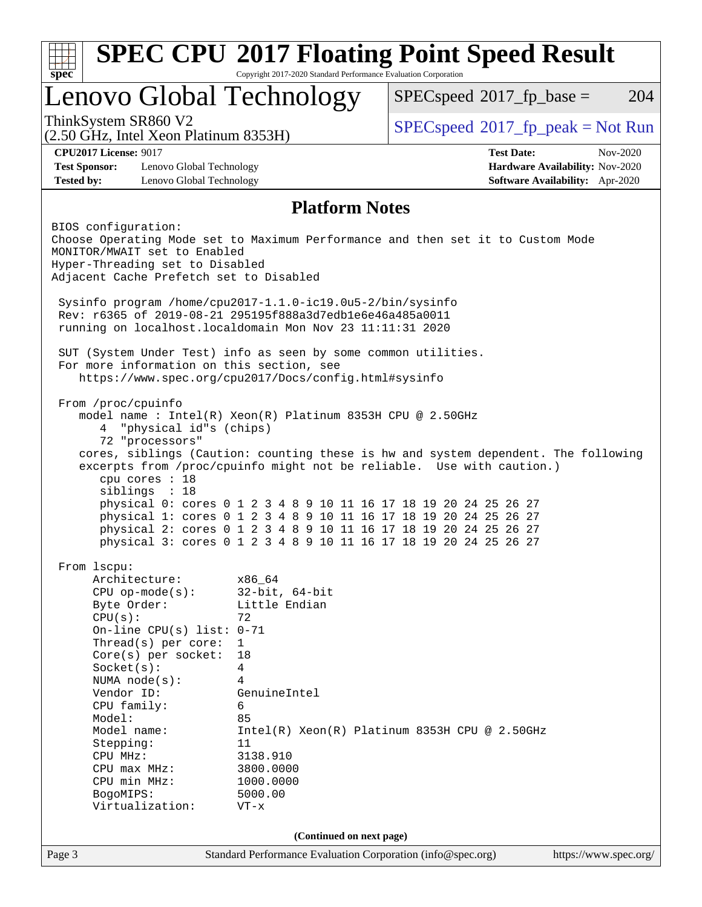# SPEC CPU 2017 Floating Point Speed Result

Copyright 2017-2020 Standard Performance Evaluation Corporation

## Lenovo Global Technology

ThinkSystem SR860 V2
(2.50 GHz, Intel Xeon Platinum 8353H)

SPECspeed 2017_fp_base = 204

SPECspeed 2017_fp_peak = Not Run

**CPU2017 License:** 9017
**Test Sponsor:** Lenovo Global Technology
**Tested by:** Lenovo Global Technology

**Test Date:** Nov-2020
**Hardware Availability:** Nov-2020
**Software Availability:** Apr-2020

## Platform Notes

```
BIOS configuration:
Choose Operating Mode set to Maximum Performance and then set it to Custom Mode
MONITOR/MWAIT set to Enabled
Hyper-Threading set to Disabled
Adjacent Cache Prefetch set to Disabled

 Sysinfo program /home/cpu2017-1.1.0-ic19.0u5-2/bin/sysinfo
 Rev: r6365 of 2019-08-21 295195f888a3d7edb1e6e46a485a0011
 running on localhost.localdomain Mon Nov 23 11:11:31 2020

 SUT (System Under Test) info as seen by some common utilities.
 For more information on this section, see
    https://www.spec.org/cpu2017/Docs/config.html#sysinfo

 From /proc/cpuinfo
    model name : Intel(R) Xeon(R) Platinum 8353H CPU @ 2.50GHz
       4  "physical id"s (chips)
       72 "processors"
    cores, siblings (Caution: counting these is hw and system dependent. The following
    excerpts from /proc/cpuinfo might not be reliable.  Use with caution.)
       cpu cores : 18
       siblings  : 18
       physical 0: cores 0 1 2 3 4 8 9 10 11 16 17 18 19 20 24 25 26 27
       physical 1: cores 0 1 2 3 4 8 9 10 11 16 17 18 19 20 24 25 26 27
       physical 2: cores 0 1 2 3 4 8 9 10 11 16 17 18 19 20 24 25 26 27
       physical 3: cores 0 1 2 3 4 8 9 10 11 16 17 18 19 20 24 25 26 27

 From lscpu:
      Architecture:        x86_64
      CPU op-mode(s):      32-bit, 64-bit
      Byte Order:          Little Endian
      CPU(s):              72
      On-line CPU(s) list: 0-71
      Thread(s) per core:  1
      Core(s) per socket:  18
      Socket(s):           4
      NUMA node(s):        4
      Vendor ID:           GenuineIntel
      CPU family:          6
      Model:               85
      Model name:          Intel(R) Xeon(R) Platinum 8353H CPU @ 2.50GHz
      Stepping:            11
      CPU MHz:             3138.910
      CPU max MHz:         3800.0000
      CPU min MHz:         1000.0000
      BogoMIPS:            5000.00
      Virtualization:      VT-x
```

(Continued on next page)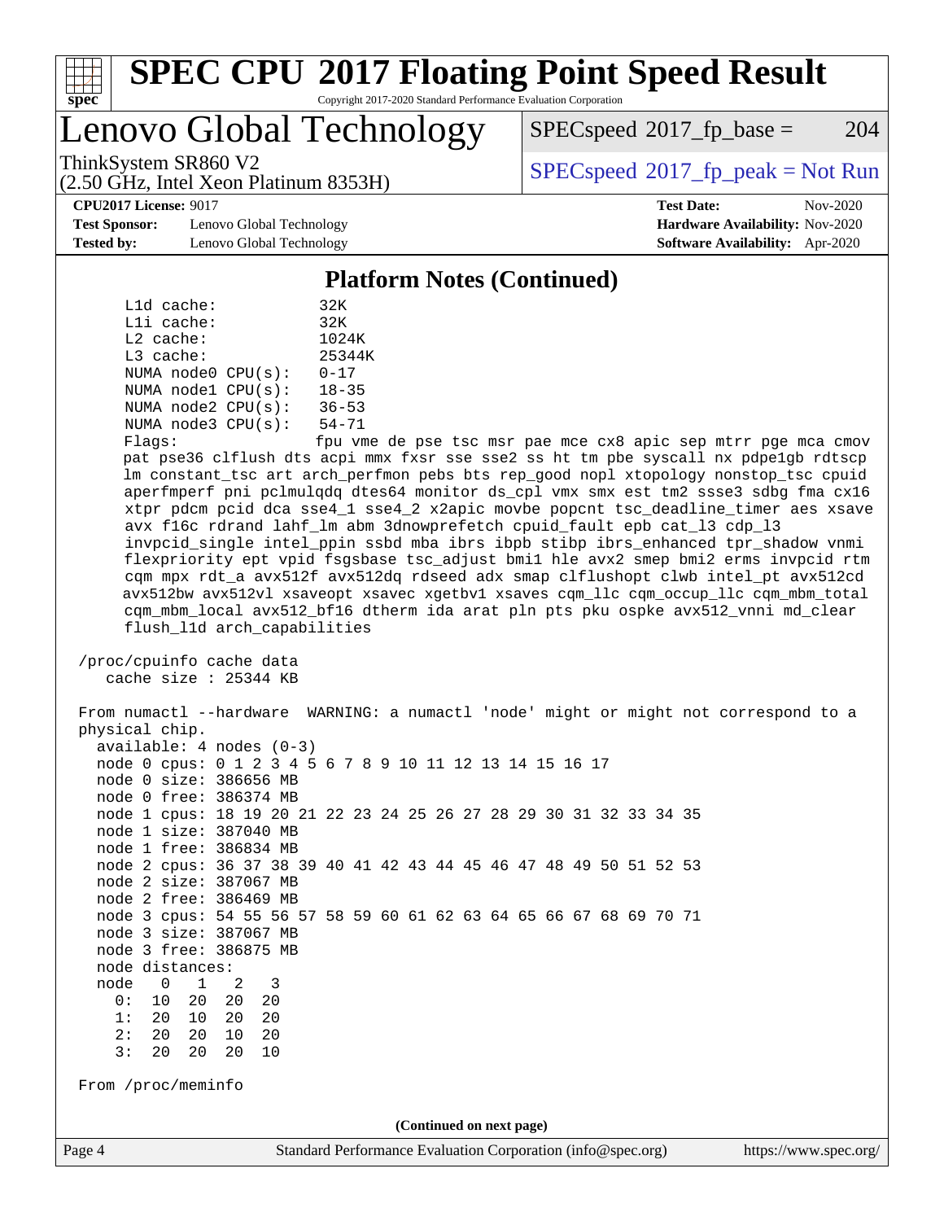# SPEC CPU 2017 Floating Point Speed Result

Copyright 2017-2020 Standard Performance Evaluation Corporation

## Lenovo Global Technology

ThinkSystem SR860 V2
(2.50 GHz, Intel Xeon Platinum 8353H)

SPECspeed 2017_fp_base = 204

SPECspeed 2017_fp_peak = Not Run

**CPU2017 License:** 9017
**Test Sponsor:** Lenovo Global Technology
**Tested by:** Lenovo Global Technology
**Test Date:** Nov-2020
**Hardware Availability:** Nov-2020
**Software Availability:** Apr-2020

### Platform Notes (Continued)

```
    L1d cache:             32K
    L1i cache:             32K
    L2 cache:              1024K
    L3 cache:              25344K
    NUMA node0 CPU(s):     0-17
    NUMA node1 CPU(s):     18-35
    NUMA node2 CPU(s):     36-53
    NUMA node3 CPU(s):     54-71
    Flags:                 fpu vme de pse tsc msr pae mce cx8 apic sep mtrr pge mca cmov
    pat pse36 clflush dts acpi mmx fxsr sse sse2 ss ht tm pbe syscall nx pdpe1gb rdtscp
    lm constant_tsc art arch_perfmon pebs bts rep_good nopl xtopology nonstop_tsc cpuid
    aperfmperf pni pclmulqdq dtes64 monitor ds_cpl vmx smx est tm2 ssse3 sdbg fma cx16
    xtpr pdcm pcid dca sse4_1 sse4_2 x2apic movbe popcnt tsc_deadline_timer aes xsave
    avx f16c rdrand lahf_lm abm 3dnowprefetch cpuid_fault epb cat_l3 cdp_l3
    invpcid_single intel_ppin ssbd mba ibrs ibpb stibp ibrs_enhanced tpr_shadow vnmi
    flexpriority ept vpid fsgsbase tsc_adjust bmi1 hle avx2 smep bmi2 erms invpcid rtm
    cqm mpx rdt_a avx512f avx512dq rdseed adx smap clflushopt clwb intel_pt avx512cd
    avx512bw avx512vl xsaveopt xsavec xgetbv1 xsaves cqm_llc cqm_occup_llc cqm_mbm_total
    cqm_mbm_local avx512_bf16 dtherm ida arat pln pts pku ospke avx512_vnni md_clear
    flush_l1d arch_capabilities

 /proc/cpuinfo cache data
    cache size : 25344 KB

 From numactl --hardware  WARNING: a numactl 'node' might or might not correspond to a
 physical chip.
   available: 4 nodes (0-3)
   node 0 cpus: 0 1 2 3 4 5 6 7 8 9 10 11 12 13 14 15 16 17
   node 0 size: 386656 MB
   node 0 free: 386374 MB
   node 1 cpus: 18 19 20 21 22 23 24 25 26 27 28 29 30 31 32 33 34 35
   node 1 size: 387040 MB
   node 1 free: 386834 MB
   node 2 cpus: 36 37 38 39 40 41 42 43 44 45 46 47 48 49 50 51 52 53
   node 2 size: 387067 MB
   node 2 free: 386469 MB
   node 3 cpus: 54 55 56 57 58 59 60 61 62 63 64 65 66 67 68 69 70 71
   node 3 size: 387067 MB
   node 3 free: 386875 MB
   node distances:
   node   0   1   2   3
     0:  10  20  20  20
     1:  20  10  20  20
     2:  20  20  10  20
     3:  20  20  20  10

 From /proc/meminfo
```

(Continued on next page)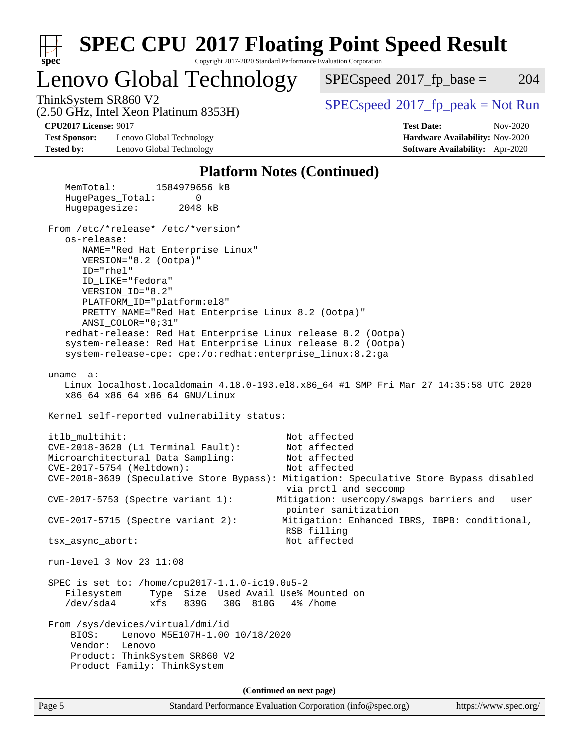# SPEC CPU 2017 Floating Point Speed Result

Copyright 2017-2020 Standard Performance Evaluation Corporation

## Lenovo Global Technology

ThinkSystem SR860 V2
(2.50 GHz, Intel Xeon Platinum 8353H)

SPECspeed 2017_fp_base = 204

SPECspeed 2017_fp_peak = Not Run

**CPU2017 License:** 9017
**Test Sponsor:** Lenovo Global Technology
**Tested by:** Lenovo Global Technology

**Test Date:** Nov-2020
**Hardware Availability:** Nov-2020
**Software Availability:** Apr-2020

### Platform Notes (Continued)

```
    MemTotal:       1584979656 kB
    HugePages_Total:       0
    Hugepagesize:       2048 kB

 From /etc/*release* /etc/*version*
    os-release:
       NAME="Red Hat Enterprise Linux"
       VERSION="8.2 (Ootpa)"
       ID="rhel"
       ID_LIKE="fedora"
       VERSION_ID="8.2"
       PLATFORM_ID="platform:el8"
       PRETTY_NAME="Red Hat Enterprise Linux 8.2 (Ootpa)"
       ANSI_COLOR="0;31"
    redhat-release: Red Hat Enterprise Linux release 8.2 (Ootpa)
    system-release: Red Hat Enterprise Linux release 8.2 (Ootpa)
    system-release-cpe: cpe:/o:redhat:enterprise_linux:8.2:ga

 uname -a:
    Linux localhost.localdomain 4.18.0-193.el8.x86_64 #1 SMP Fri Mar 27 14:35:58 UTC 2020
    x86_64 x86_64 x86_64 GNU/Linux

 Kernel self-reported vulnerability status:

 itlb_multihit:                           Not affected
 CVE-2018-3620 (L1 Terminal Fault):       Not affected
 Microarchitectural Data Sampling:        Not affected
 CVE-2017-5754 (Meltdown):                Not affected
 CVE-2018-3639 (Speculative Store Bypass): Mitigation: Speculative Store Bypass disabled
                                          via prctl and seccomp
 CVE-2017-5753 (Spectre variant 1):       Mitigation: usercopy/swapgs barriers and __user
                                          pointer sanitization
 CVE-2017-5715 (Spectre variant 2):       Mitigation: Enhanced IBRS, IBPB: conditional,
                                          RSB filling
 tsx_async_abort:                         Not affected

 run-level 3 Nov 23 11:08

 SPEC is set to: /home/cpu2017-1.1.0-ic19.0u5-2
    Filesystem     Type  Size  Used Avail Use% Mounted on
    /dev/sda4      xfs   839G   30G  810G   4% /home

 From /sys/devices/virtual/dmi/id
     BIOS:    Lenovo M5E107H-1.00 10/18/2020
     Vendor:  Lenovo
     Product: ThinkSystem SR860 V2
     Product Family: ThinkSystem
```

(Continued on next page)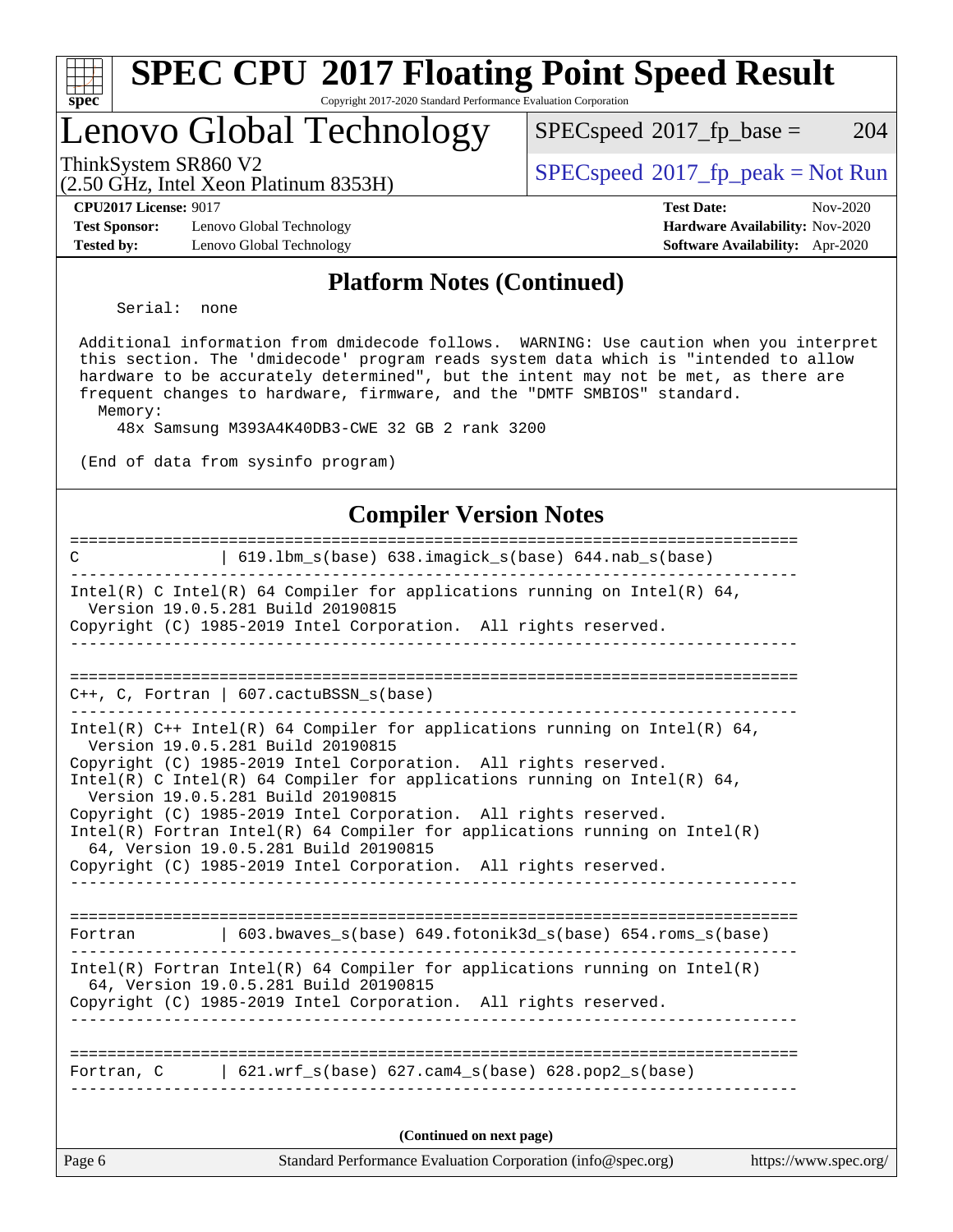## Platform Notes (Continued)

```
    Serial:  none

 Additional information from dmidecode follows.  WARNING: Use caution when you interpret
 this section. The 'dmidecode' program reads system data which is "intended to allow
 hardware to be accurately determined", but the intent may not be met, as there are
 frequent changes to hardware, firmware, and the "DMTF SMBIOS" standard.
   Memory:
     48x Samsung M393A4K40DB3-CWE 32 GB 2 rank 3200

 (End of data from sysinfo program)
```

## Compiler Version Notes

```
==============================================================================
C               | 619.lbm_s(base) 638.imagick_s(base) 644.nab_s(base)
------------------------------------------------------------------------------
Intel(R) C Intel(R) 64 Compiler for applications running on Intel(R) 64,
  Version 19.0.5.281 Build 20190815
Copyright (C) 1985-2019 Intel Corporation.  All rights reserved.
------------------------------------------------------------------------------

==============================================================================
C++, C, Fortran | 607.cactuBSSN_s(base)
------------------------------------------------------------------------------
Intel(R) C++ Intel(R) 64 Compiler for applications running on Intel(R) 64,
  Version 19.0.5.281 Build 20190815
Copyright (C) 1985-2019 Intel Corporation.  All rights reserved.
Intel(R) C Intel(R) 64 Compiler for applications running on Intel(R) 64,
  Version 19.0.5.281 Build 20190815
Copyright (C) 1985-2019 Intel Corporation.  All rights reserved.
Intel(R) Fortran Intel(R) 64 Compiler for applications running on Intel(R)
  64, Version 19.0.5.281 Build 20190815
Copyright (C) 1985-2019 Intel Corporation.  All rights reserved.
------------------------------------------------------------------------------

==============================================================================
Fortran         | 603.bwaves_s(base) 649.fotonik3d_s(base) 654.roms_s(base)
------------------------------------------------------------------------------
Intel(R) Fortran Intel(R) 64 Compiler for applications running on Intel(R)
  64, Version 19.0.5.281 Build 20190815
Copyright (C) 1985-2019 Intel Corporation.  All rights reserved.
------------------------------------------------------------------------------

==============================================================================
Fortran, C      | 621.wrf_s(base) 627.cam4_s(base) 628.pop2_s(base)
------------------------------------------------------------------------------
```

**(Continued on next page)**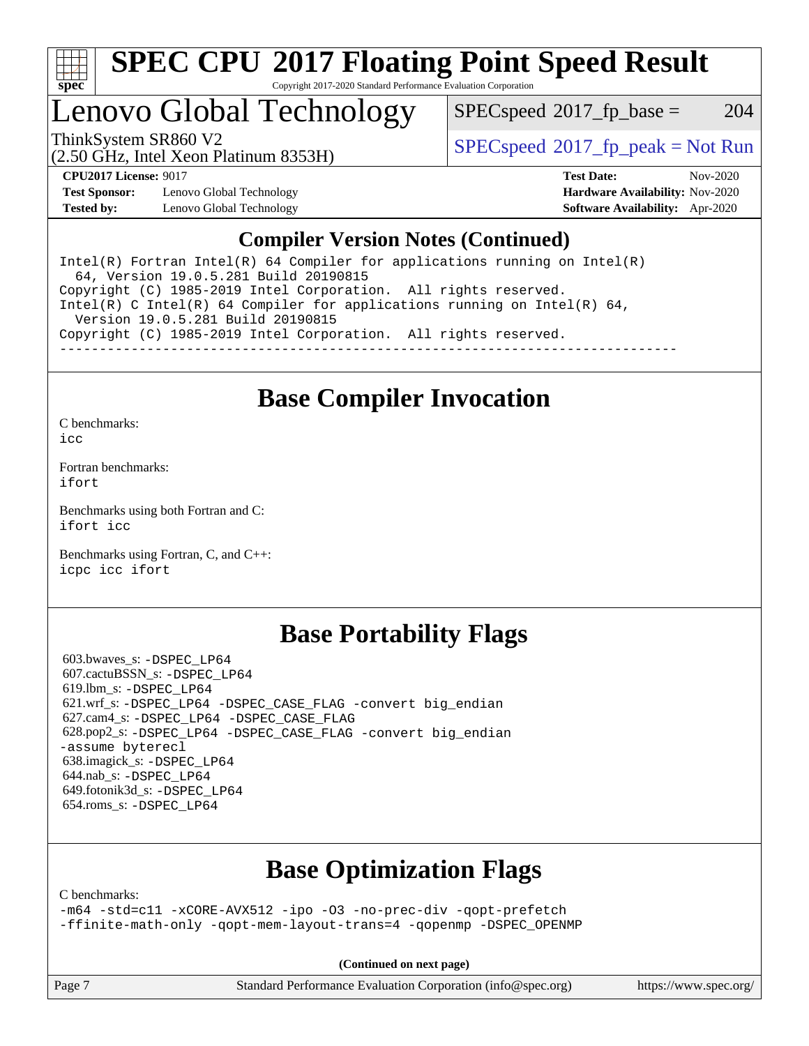## Compiler Version Notes (Continued)

```
Intel(R) Fortran Intel(R) 64 Compiler for applications running on Intel(R)
  64, Version 19.0.5.281 Build 20190815
Copyright (C) 1985-2019 Intel Corporation.  All rights reserved.
Intel(R) C Intel(R) 64 Compiler for applications running on Intel(R) 64,
  Version 19.0.5.281 Build 20190815
Copyright (C) 1985-2019 Intel Corporation.  All rights reserved.
------------------------------------------------------------------------------
```

## Base Compiler Invocation

C benchmarks:
icc

Fortran benchmarks:
ifort

Benchmarks using both Fortran and C:
ifort icc

Benchmarks using Fortran, C, and C++:
icpc icc ifort

## Base Portability Flags

603.bwaves_s: -DSPEC_LP64
607.cactuBSSN_s: -DSPEC_LP64
619.lbm_s: -DSPEC_LP64
621.wrf_s: -DSPEC_LP64 -DSPEC_CASE_FLAG -convert big_endian
627.cam4_s: -DSPEC_LP64 -DSPEC_CASE_FLAG
628.pop2_s: -DSPEC_LP64 -DSPEC_CASE_FLAG -convert big_endian -assume byterecl
638.imagick_s: -DSPEC_LP64
644.nab_s: -DSPEC_LP64
649.fotonik3d_s: -DSPEC_LP64
654.roms_s: -DSPEC_LP64

## Base Optimization Flags

C benchmarks:
-m64 -std=c11 -xCORE-AVX512 -ipo -O3 -no-prec-div -qopt-prefetch
-ffinite-math-only -qopt-mem-layout-trans=4 -qopenmp -DSPEC_OPENMP

**(Continued on next page)**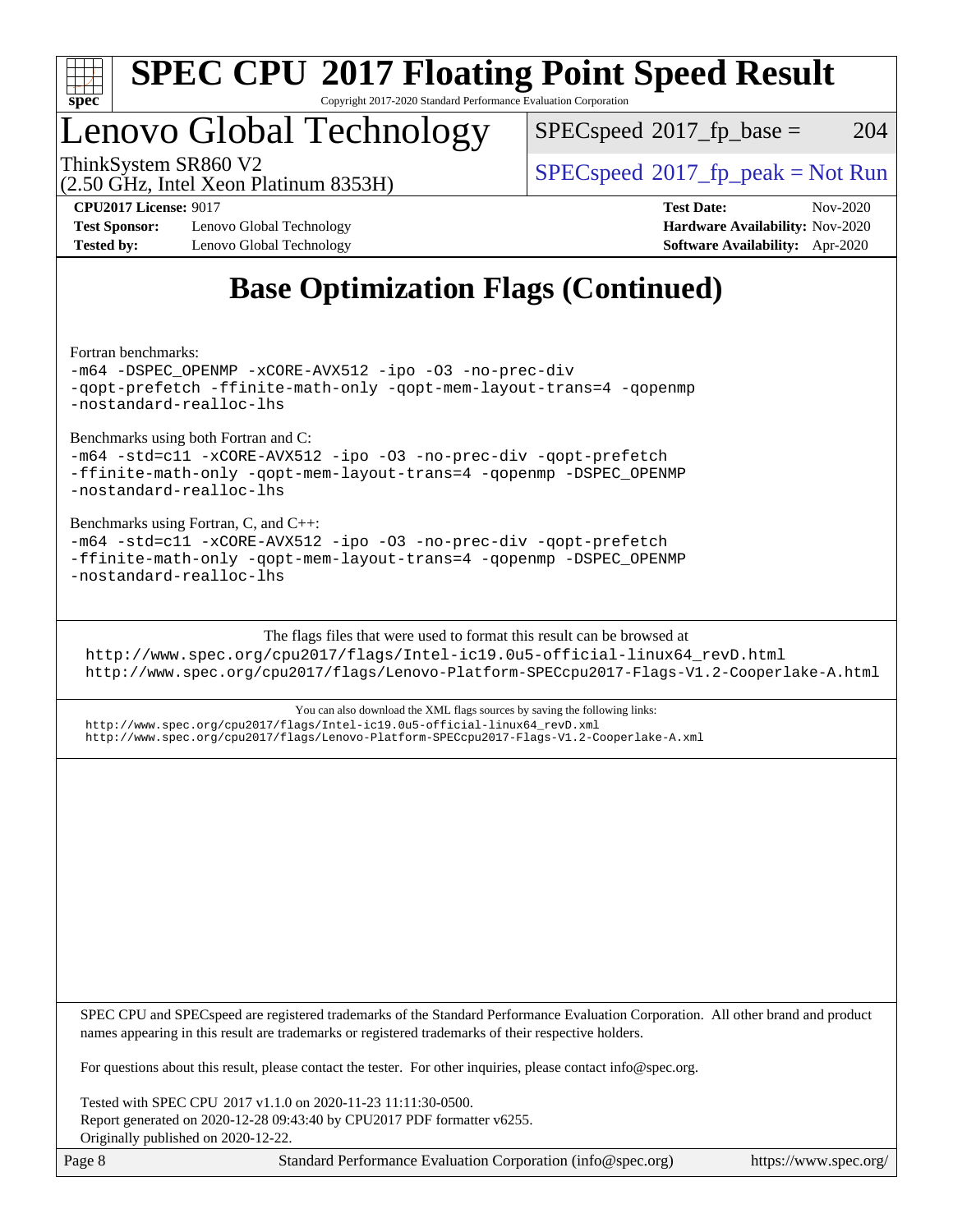## Base Optimization Flags (Continued)

Fortran benchmarks:

```
-m64 -DSPEC_OPENMP -xCORE-AVX512 -ipo -O3 -no-prec-div
-qopt-prefetch -ffinite-math-only -qopt-mem-layout-trans=4 -qopenmp
-nostandard-realloc-lhs
```

Benchmarks using both Fortran and C:

```
-m64 -std=c11 -xCORE-AVX512 -ipo -O3 -no-prec-div -qopt-prefetch
-ffinite-math-only -qopt-mem-layout-trans=4 -qopenmp -DSPEC_OPENMP
-nostandard-realloc-lhs
```

Benchmarks using Fortran, C, and C++:

```
-m64 -std=c11 -xCORE-AVX512 -ipo -O3 -no-prec-div -qopt-prefetch
-ffinite-math-only -qopt-mem-layout-trans=4 -qopenmp -DSPEC_OPENMP
-nostandard-realloc-lhs
```

The flags files that were used to format this result can be browsed at

http://www.spec.org/cpu2017/flags/Intel-ic19.0u5-official-linux64_revD.html
http://www.spec.org/cpu2017/flags/Lenovo-Platform-SPECcpu2017-Flags-V1.2-Cooperlake-A.html

You can also download the XML flags sources by saving the following links:

http://www.spec.org/cpu2017/flags/Intel-ic19.0u5-official-linux64_revD.xml
http://www.spec.org/cpu2017/flags/Lenovo-Platform-SPECcpu2017-Flags-V1.2-Cooperlake-A.xml

SPEC CPU and SPECspeed are registered trademarks of the Standard Performance Evaluation Corporation. All other brand and product names appearing in this result are trademarks or registered trademarks of their respective holders.

For questions about this result, please contact the tester. For other inquiries, please contact info@spec.org.

Tested with SPEC CPU 2017 v1.1.0 on 2020-11-23 11:11:30-0500.
Report generated on 2020-12-28 09:43:40 by CPU2017 PDF formatter v6255.
Originally published on 2020-12-22.